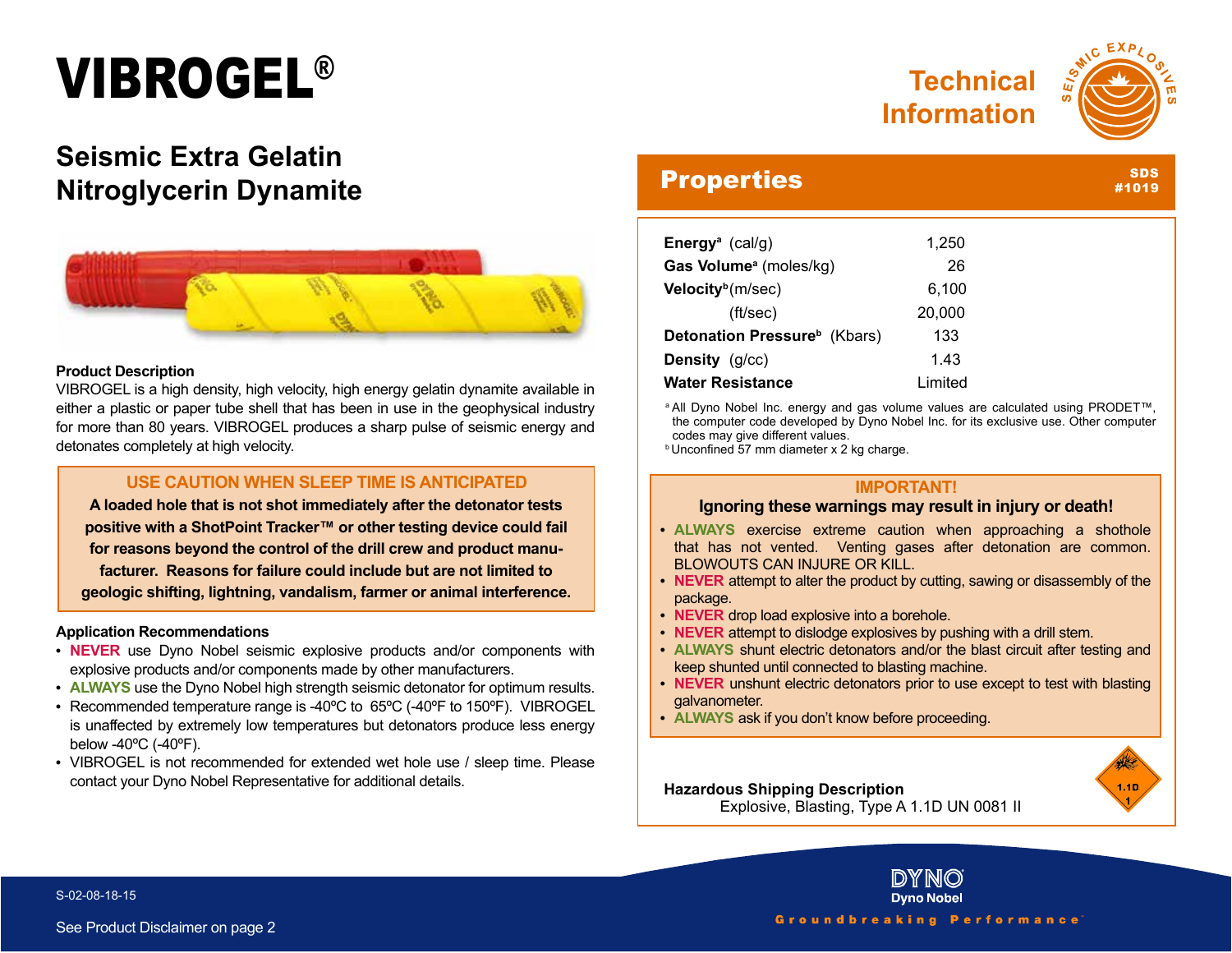# VIBROGEL®

## Seismic Extra Gelatin Nitroglycerin Dynamite

Technical Information

SEISMIC EXPLOSIVES

### Product Description

VIBROGEL is a high density, high velocity, high energy gelatin dynamite available in either a plastic or paper tube shell that has been in use in the geophysical industry for more than 80 years. VIBROGEL produces a sharp pulse of seismic energy and detonates completely at high velocity.

> **USE CAUTION WHEN SLEEP TIME IS ANTICIPATED**
>
> **A loaded hole that is not shot immediately after the detonator tests positive with a ShotPoint Tracker™ or other testing device could fail for reasons beyond the control of the drill crew and product manufacturer. Reasons for failure could include but are not limited to geologic shifting, lightning, vandalism, farmer or animal interference.**

### Application Recommendations

- **NEVER** use Dyno Nobel seismic explosive products and/or components with explosive products and/or components made by other manufacturers.
- **ALWAYS** use the Dyno Nobel high strength seismic detonator for optimum results.
- Recommended temperature range is -40ºC to 65ºC (-40ºF to 150ºF). VIBROGEL is unaffected by extremely low temperatures but detonators produce less energy below -40ºC (-40ºF).
- VIBROGEL is not recommended for extended wet hole use / sleep time. Please contact your Dyno Nobel Representative for additional details.

## Properties

SDS #1019

| Property | Value |
|---|---|
| **Energy**[a] (cal/g) | 1,250 |
| **Gas Volume**[a] (moles/kg) | 26 |
| **Velocity**[b] (m/sec) | 6,100 |
| (ft/sec) | 20,000 |
| **Detonation Pressure**[b] (Kbars) | 133 |
| **Density** (g/cc) | 1.43 |
| **Water Resistance** | Limited |

[a] All Dyno Nobel Inc. energy and gas volume values are calculated using PRODET™, the computer code developed by Dyno Nobel Inc. for its exclusive use. Other computer codes may give different values.
[b] Unconfined 57 mm diameter x 2 kg charge.

> **IMPORTANT!**
>
> **Ignoring these warnings may result in injury or death!**
>
> - **ALWAYS** exercise extreme caution when approaching a shothole that has not vented. Venting gases after detonation are common. BLOWOUTS CAN INJURE OR KILL.
> - **NEVER** attempt to alter the product by cutting, sawing or disassembly of the package.
> - **NEVER** drop load explosive into a borehole.
> - **NEVER** attempt to dislodge explosives by pushing with a drill stem.
> - **ALWAYS** shunt electric detonators and/or the blast circuit after testing and keep shunted until connected to blasting machine.
> - **NEVER** unshunt electric detonators prior to use except to test with blasting galvanometer.
> - **ALWAYS** ask if you don't know before proceeding.

**Hazardous Shipping Description**
Explosive, Blasting, Type A 1.1D UN 0081 II

1.1D
1

S-02-08-18-15

See Product Disclaimer on page 2

DYNO
Dyno Nobel
Groundbreaking Performance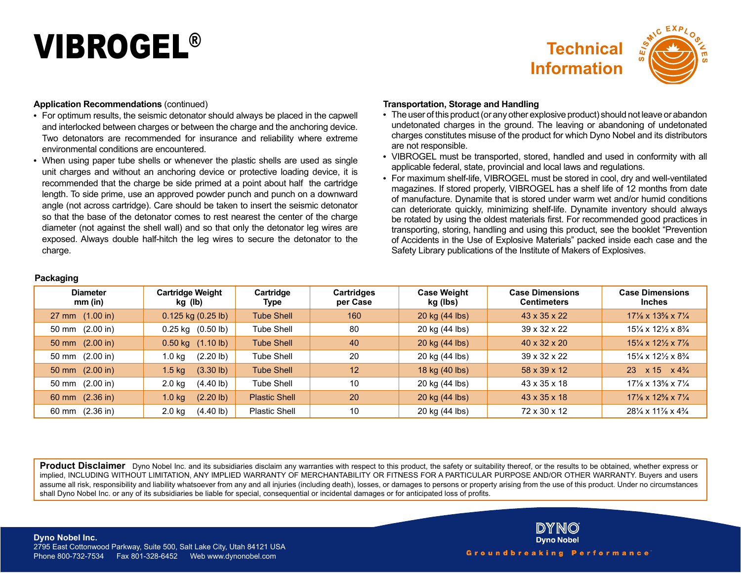# VIBROGEL®

**Technical Information**

**Application Recommendations** (continued)

- For optimum results, the seismic detonator should always be placed in the capwell and interlocked between charges or between the charge and the anchoring device. Two detonators are recommended for insurance and reliability where extreme environmental conditions are encountered.
- When using paper tube shells or whenever the plastic shells are used as single unit charges and without an anchoring device or protective loading device, it is recommended that the charge be side primed at a point about half the cartridge length. To side prime, use an approved powder punch and punch on a downward angle (not across cartridge). Care should be taken to insert the seismic detonator so that the base of the detonator comes to rest nearest the center of the charge diameter (not against the shell wall) and so that only the detonator leg wires are exposed. Always double half-hitch the leg wires to secure the detonator to the charge.

**Transportation, Storage and Handling**

- The user of this product (or any other explosive product) should not leave or abandon undetonated charges in the ground. The leaving or abandoning of undetonated charges constitutes misuse of the product for which Dyno Nobel and its distributors are not responsible.
- VIBROGEL must be transported, stored, handled and used in conformity with all applicable federal, state, provincial and local laws and regulations.
- For maximum shelf-life, VIBROGEL must be stored in cool, dry and well-ventilated magazines. If stored properly, VIBROGEL has a shelf life of 12 months from date of manufacture. Dynamite that is stored under warm wet and/or humid conditions can deteriorate quickly, minimizing shelf-life. Dynamite inventory should always be rotated by using the oldest materials first. For recommended good practices in transporting, storing, handling and using this product, see the booklet "Prevention of Accidents in the Use of Explosive Materials" packed inside each case and the Safety Library publications of the Institute of Makers of Explosives.

**Packaging**

| Diameter mm (in) | Cartridge Weight kg (lb) | Cartridge Type | Cartridges per Case | Case Weight kg (lbs) | Case Dimensions Centimeters | Case Dimensions Inches |
|---|---|---|---|---|---|---|
| 27 mm (1.00 in) | 0.125 kg (0.25 lb) | Tube Shell | 160 | 20 kg (44 lbs) | 43 x 35 x 22 | 17⅛ x 13⅝ x 7¼ |
| 50 mm (2.00 in) | 0.25 kg (0.50 lb) | Tube Shell | 80 | 20 kg (44 lbs) | 39 x 32 x 22 | 15¼ x 12½ x 8¾ |
| 50 mm (2.00 in) | 0.50 kg (1.10 lb) | Tube Shell | 40 | 20 kg (44 lbs) | 40 x 32 x 20 | 15¼ x 12½ x 7⅞ |
| 50 mm (2.00 in) | 1.0 kg (2.20 lb) | Tube Shell | 20 | 20 kg (44 lbs) | 39 x 32 x 22 | 15¼ x 12½ x 8¾ |
| 50 mm (2.00 in) | 1.5 kg (3.30 lb) | Tube Shell | 12 | 18 kg (40 lbs) | 58 x 39 x 12 | 23 x 15 x 4¾ |
| 50 mm (2.00 in) | 2.0 kg (4.40 lb) | Tube Shell | 10 | 20 kg (44 lbs) | 43 x 35 x 18 | 17⅛ x 13⅝ x 7¼ |
| 60 mm (2.36 in) | 1.0 kg (2.20 lb) | Plastic Shell | 20 | 20 kg (44 lbs) | 43 x 35 x 18 | 17⅛ x 12⅝ x 7¼ |
| 60 mm (2.36 in) | 2.0 kg (4.40 lb) | Plastic Shell | 10 | 20 kg (44 lbs) | 72 x 30 x 12 | 28¼ x 11⅞ x 4¾ |

**Product Disclaimer** Dyno Nobel Inc. and its subsidiaries disclaim any warranties with respect to this product, the safety or suitability thereof, or the results to be obtained, whether express or implied, INCLUDING WITHOUT LIMITATION, ANY IMPLIED WARRANTY OF MERCHANTABILITY OR FITNESS FOR A PARTICULAR PURPOSE AND/OR OTHER WARRANTY. Buyers and users assume all risk, responsibility and liability whatsoever from any and all injuries (including death), losses, or damages to persons or property arising from the use of this product. Under no circumstances shall Dyno Nobel Inc. or any of its subsidiaries be liable for special, consequential or incidental damages or for anticipated loss of profits.

**Dyno Nobel Inc.**
2795 East Cottonwood Parkway, Suite 500, Salt Lake City, Utah 84121 USA
Phone 800-732-7534 Fax 801-328-6452 Web www.dynonobel.com

Groundbreaking Performance